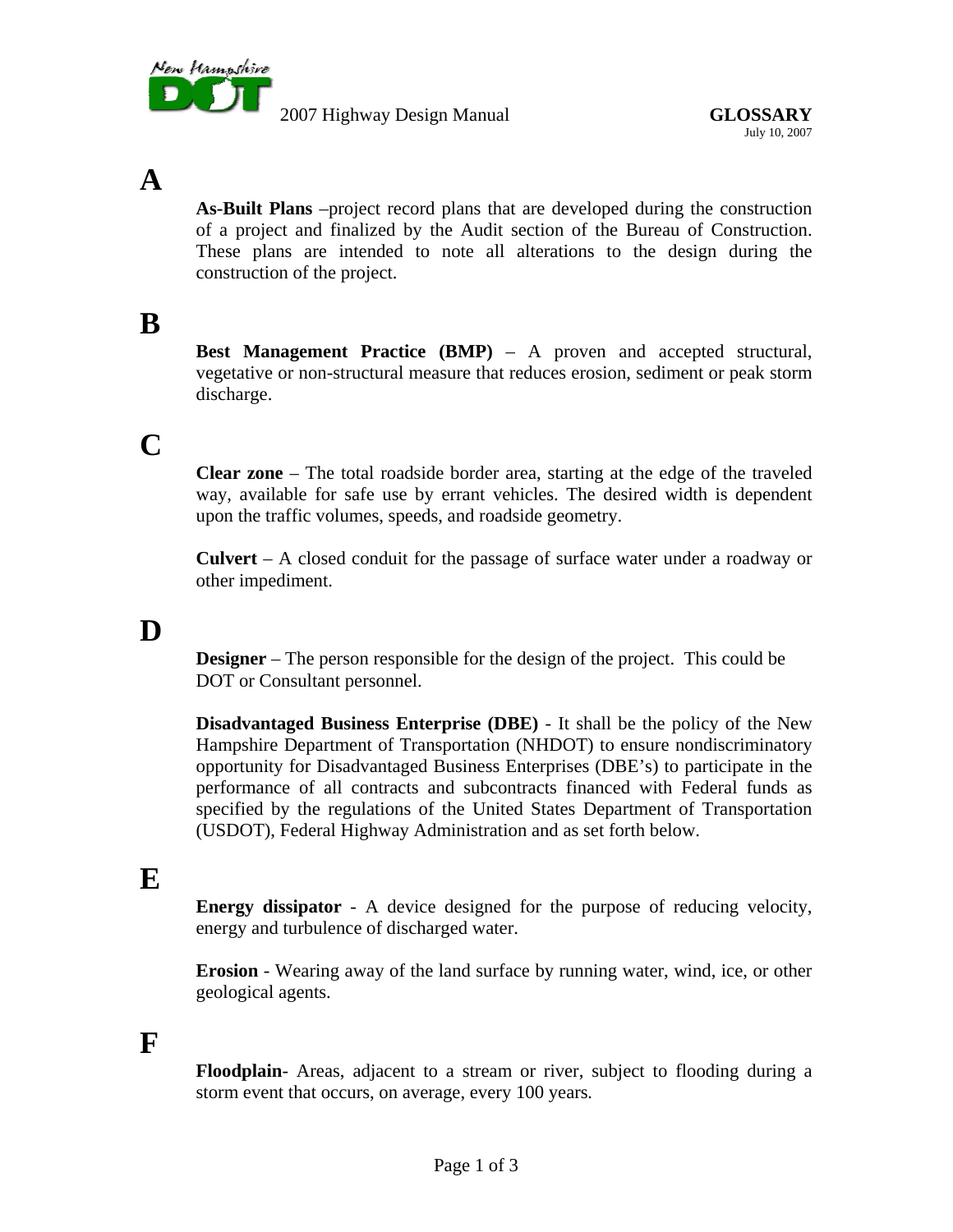# GLOSSARY

## A

**As-Built Plans** –project record plans that are developed during the construction of a project and finalized by the Audit section of the Bureau of Construction. These plans are intended to note all alterations to the design during the construction of the project.

## B

**Best Management Practice (BMP)** – A proven and accepted structural, vegetative or non-structural measure that reduces erosion, sediment or peak storm discharge.

## C

**Clear zone** – The total roadside border area, starting at the edge of the traveled way, available for safe use by errant vehicles. The desired width is dependent upon the traffic volumes, speeds, and roadside geometry.

**Culvert** – A closed conduit for the passage of surface water under a roadway or other impediment.

## D

**Designer** – The person responsible for the design of the project. This could be DOT or Consultant personnel.

**Disadvantaged Business Enterprise (DBE)** - It shall be the policy of the New Hampshire Department of Transportation (NHDOT) to ensure nondiscriminatory opportunity for Disadvantaged Business Enterprises (DBE's) to participate in the performance of all contracts and subcontracts financed with Federal funds as specified by the regulations of the United States Department of Transportation (USDOT), Federal Highway Administration and as set forth below.

## E

**Energy dissipator** - A device designed for the purpose of reducing velocity, energy and turbulence of discharged water.

**Erosion** - Wearing away of the land surface by running water, wind, ice, or other geological agents.

## F

**Floodplain**- Areas, adjacent to a stream or river, subject to flooding during a storm event that occurs, on average, every 100 years.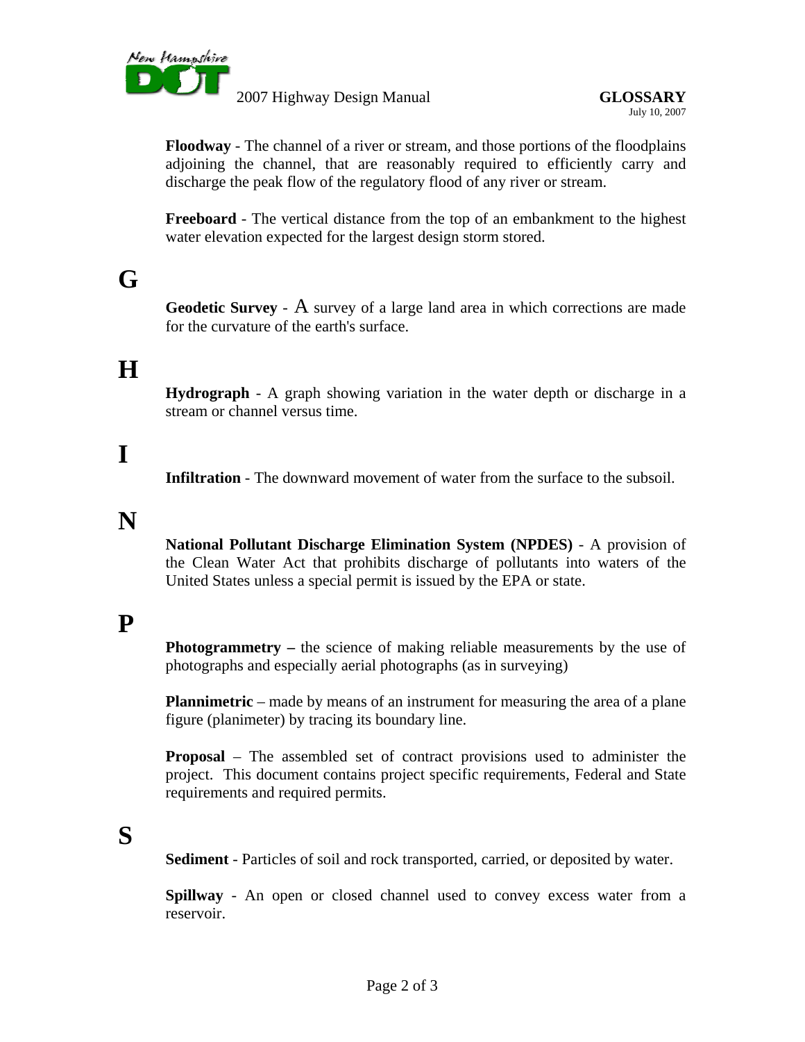**Floodway** - The channel of a river or stream, and those portions of the floodplains adjoining the channel, that are reasonably required to efficiently carry and discharge the peak flow of the regulatory flood of any river or stream.

**Freeboard** - The vertical distance from the top of an embankment to the highest water elevation expected for the largest design storm stored.

# G

**Geodetic Survey** - A survey of a large land area in which corrections are made for the curvature of the earth's surface.

# H

**Hydrograph** - A graph showing variation in the water depth or discharge in a stream or channel versus time.

# I

**Infiltration** - The downward movement of water from the surface to the subsoil.

# N

**National Pollutant Discharge Elimination System (NPDES)** - A provision of the Clean Water Act that prohibits discharge of pollutants into waters of the United States unless a special permit is issued by the EPA or state.

# P

**Photogrammetry –** the science of making reliable measurements by the use of photographs and especially aerial photographs (as in surveying)

**Plannimetric** – made by means of an instrument for measuring the area of a plane figure (planimeter) by tracing its boundary line.

**Proposal** – The assembled set of contract provisions used to administer the project. This document contains project specific requirements, Federal and State requirements and required permits.

# S

**Sediment** - Particles of soil and rock transported, carried, or deposited by water.

**Spillway** - An open or closed channel used to convey excess water from a reservoir.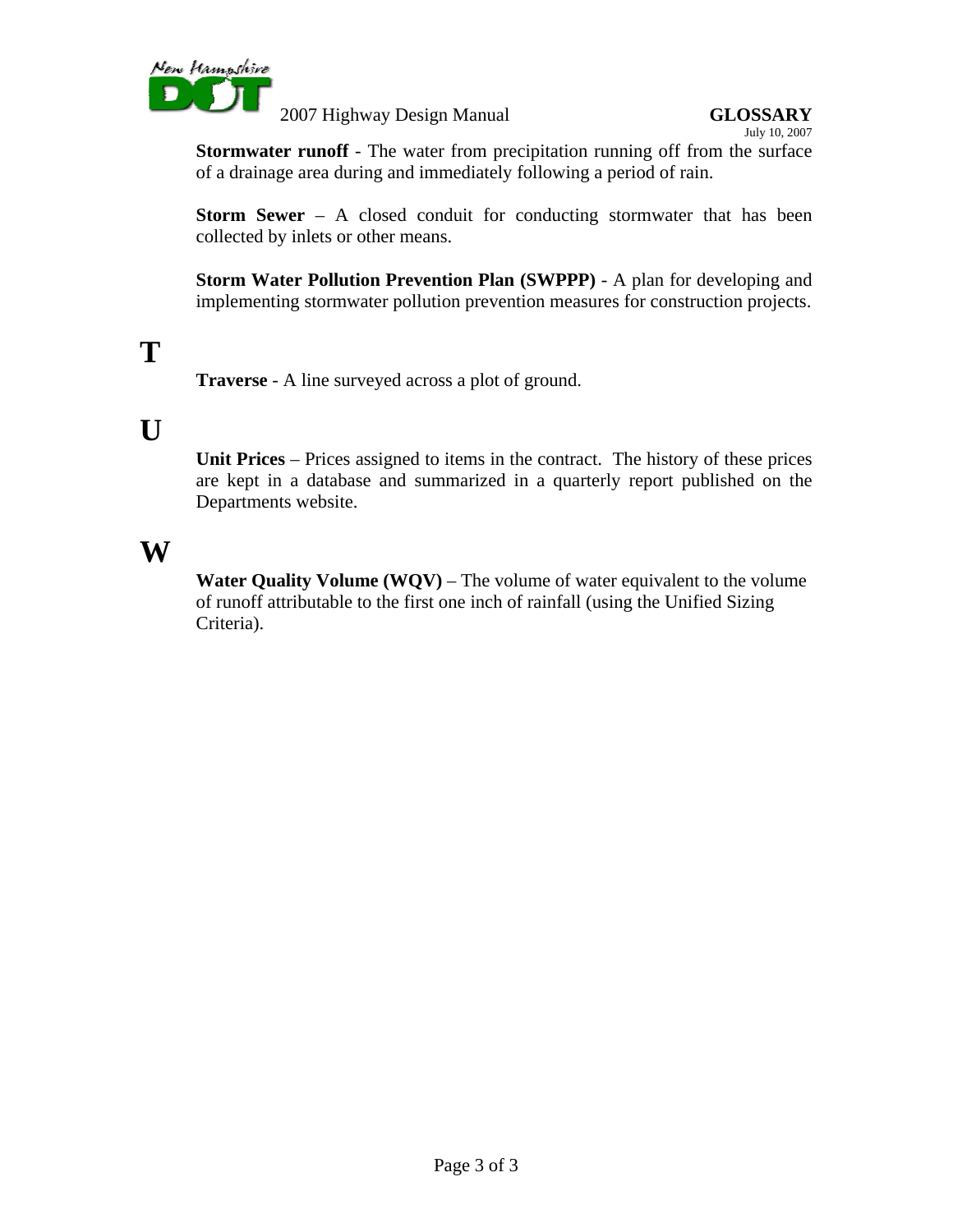**Stormwater runoff** - The water from precipitation running off from the surface of a drainage area during and immediately following a period of rain.

**Storm Sewer** – A closed conduit for conducting stormwater that has been collected by inlets or other means.

**Storm Water Pollution Prevention Plan (SWPPP)** - A plan for developing and implementing stormwater pollution prevention measures for construction projects.

# T

**Traverse** - A line surveyed across a plot of ground.

# U

**Unit Prices** – Prices assigned to items in the contract. The history of these prices are kept in a database and summarized in a quarterly report published on the Departments website.

# W

**Water Quality Volume (WQV)** – The volume of water equivalent to the volume of runoff attributable to the first one inch of rainfall (using the Unified Sizing Criteria).